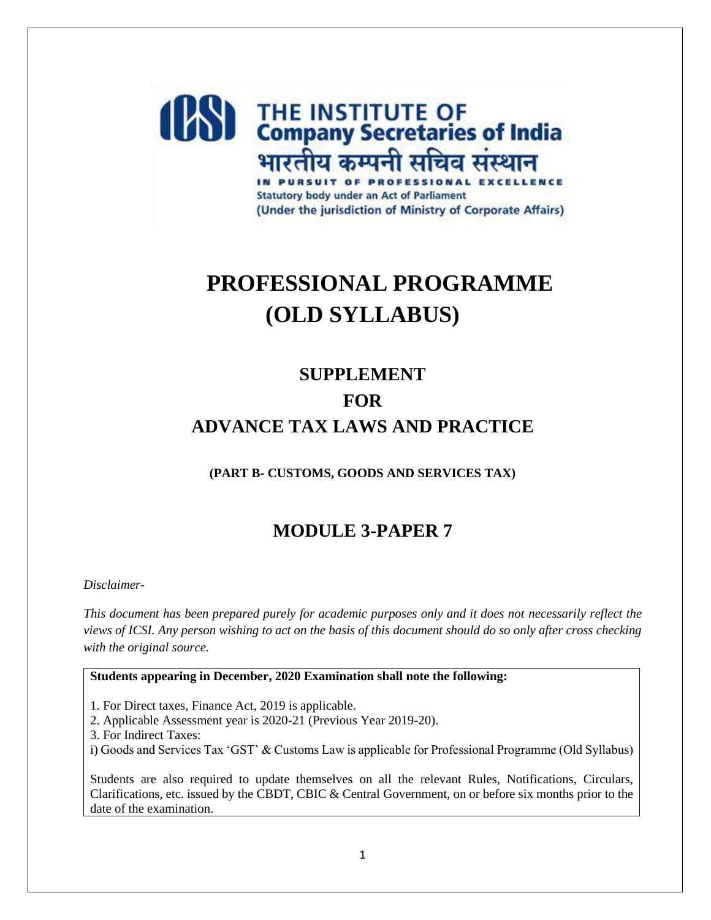ICSI THE INSTITUTE OF Company Secretaries of India

भारतीय कम्पनी सचिव संस्थान

IN PURSUIT OF PROFESSIONAL EXCELLENCE

Statutory body under an Act of Parliament

(Under the jurisdiction of Ministry of Corporate Affairs)

# PROFESSIONAL PROGRAMME (OLD SYLLABUS)

## SUPPLEMENT FOR ADVANCE TAX LAWS AND PRACTICE

**(PART B- CUSTOMS, GOODS AND SERVICES TAX)**

## MODULE 3-PAPER 7

*Disclaimer-*

*This document has been prepared purely for academic purposes only and it does not necessarily reflect the views of ICSI. Any person wishing to act on the basis of this document should do so only after cross checking with the original source.*

**Students appearing in December, 2020 Examination shall note the following:**

1. For Direct taxes, Finance Act, 2019 is applicable.
2. Applicable Assessment year is 2020-21 (Previous Year 2019-20).
3. For Indirect Taxes:

i) Goods and Services Tax 'GST' & Customs Law is applicable for Professional Programme (Old Syllabus)

Students are also required to update themselves on all the relevant Rules, Notifications, Circulars, Clarifications, etc. issued by the CBDT, CBIC & Central Government, on or before six months prior to the date of the examination.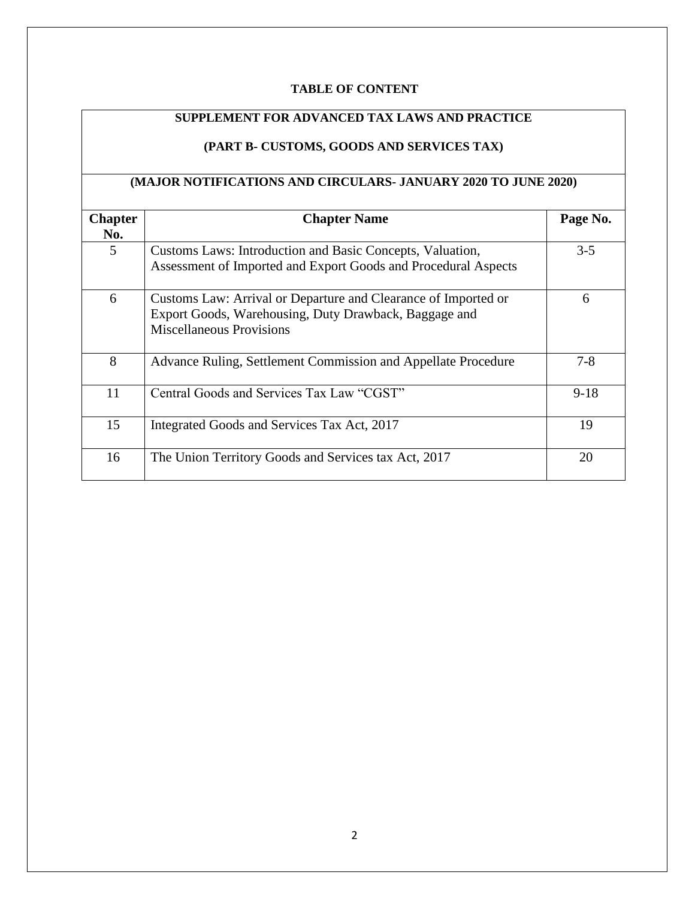**TABLE OF CONTENT**

**SUPPLEMENT FOR ADVANCED TAX LAWS AND PRACTICE**

**(PART B- CUSTOMS, GOODS AND SERVICES TAX)**

**(MAJOR NOTIFICATIONS AND CIRCULARS- JANUARY 2020 TO JUNE 2020)**

| Chapter No. | Chapter Name | Page No. |
|---|---|---|
| 5 | Customs Laws: Introduction and Basic Concepts, Valuation, Assessment of Imported and Export Goods and Procedural Aspects | 3-5 |
| 6 | Customs Law: Arrival or Departure and Clearance of Imported or Export Goods, Warehousing, Duty Drawback, Baggage and Miscellaneous Provisions | 6 |
| 8 | Advance Ruling, Settlement Commission and Appellate Procedure | 7-8 |
| 11 | Central Goods and Services Tax Law "CGST" | 9-18 |
| 15 | Integrated Goods and Services Tax Act, 2017 | 19 |
| 16 | The Union Territory Goods and Services tax Act, 2017 | 20 |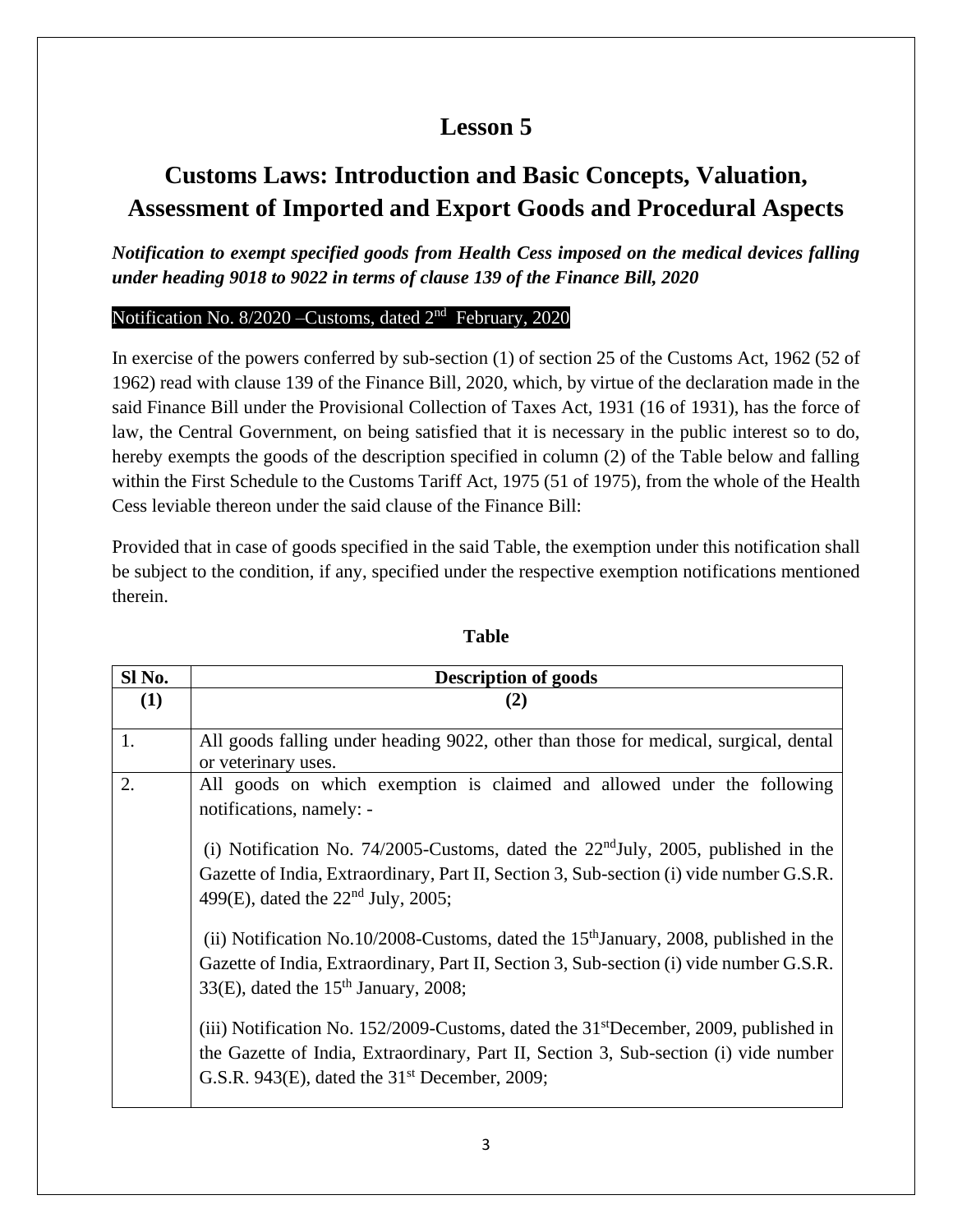# Lesson 5

## Customs Laws: Introduction and Basic Concepts, Valuation, Assessment of Imported and Export Goods and Procedural Aspects

***Notification to exempt specified goods from Health Cess imposed on the medical devices falling under heading 9018 to 9022 in terms of clause 139 of the Finance Bill, 2020***

Notification No. 8/2020 –Customs, dated 2nd February, 2020

In exercise of the powers conferred by sub-section (1) of section 25 of the Customs Act, 1962 (52 of 1962) read with clause 139 of the Finance Bill, 2020, which, by virtue of the declaration made in the said Finance Bill under the Provisional Collection of Taxes Act, 1931 (16 of 1931), has the force of law, the Central Government, on being satisfied that it is necessary in the public interest so to do, hereby exempts the goods of the description specified in column (2) of the Table below and falling within the First Schedule to the Customs Tariff Act, 1975 (51 of 1975), from the whole of the Health Cess leviable thereon under the said clause of the Finance Bill:

Provided that in case of goods specified in the said Table, the exemption under this notification shall be subject to the condition, if any, specified under the respective exemption notifications mentioned therein.

**Table**

| Sl No. | Description of goods |
|---|---|
| **(1)** | **(2)** |
| 1. | All goods falling under heading 9022, other than those for medical, surgical, dental or veterinary uses. |
| 2. | All goods on which exemption is claimed and allowed under the following notifications, namely: -<br><br>(i) Notification No. 74/2005-Customs, dated the 22nd July, 2005, published in the Gazette of India, Extraordinary, Part II, Section 3, Sub-section (i) vide number G.S.R. 499(E), dated the 22nd July, 2005;<br><br>(ii) Notification No.10/2008-Customs, dated the 15th January, 2008, published in the Gazette of India, Extraordinary, Part II, Section 3, Sub-section (i) vide number G.S.R. 33(E), dated the 15th January, 2008;<br><br>(iii) Notification No. 152/2009-Customs, dated the 31st December, 2009, published in the Gazette of India, Extraordinary, Part II, Section 3, Sub-section (i) vide number G.S.R. 943(E), dated the 31st December, 2009; |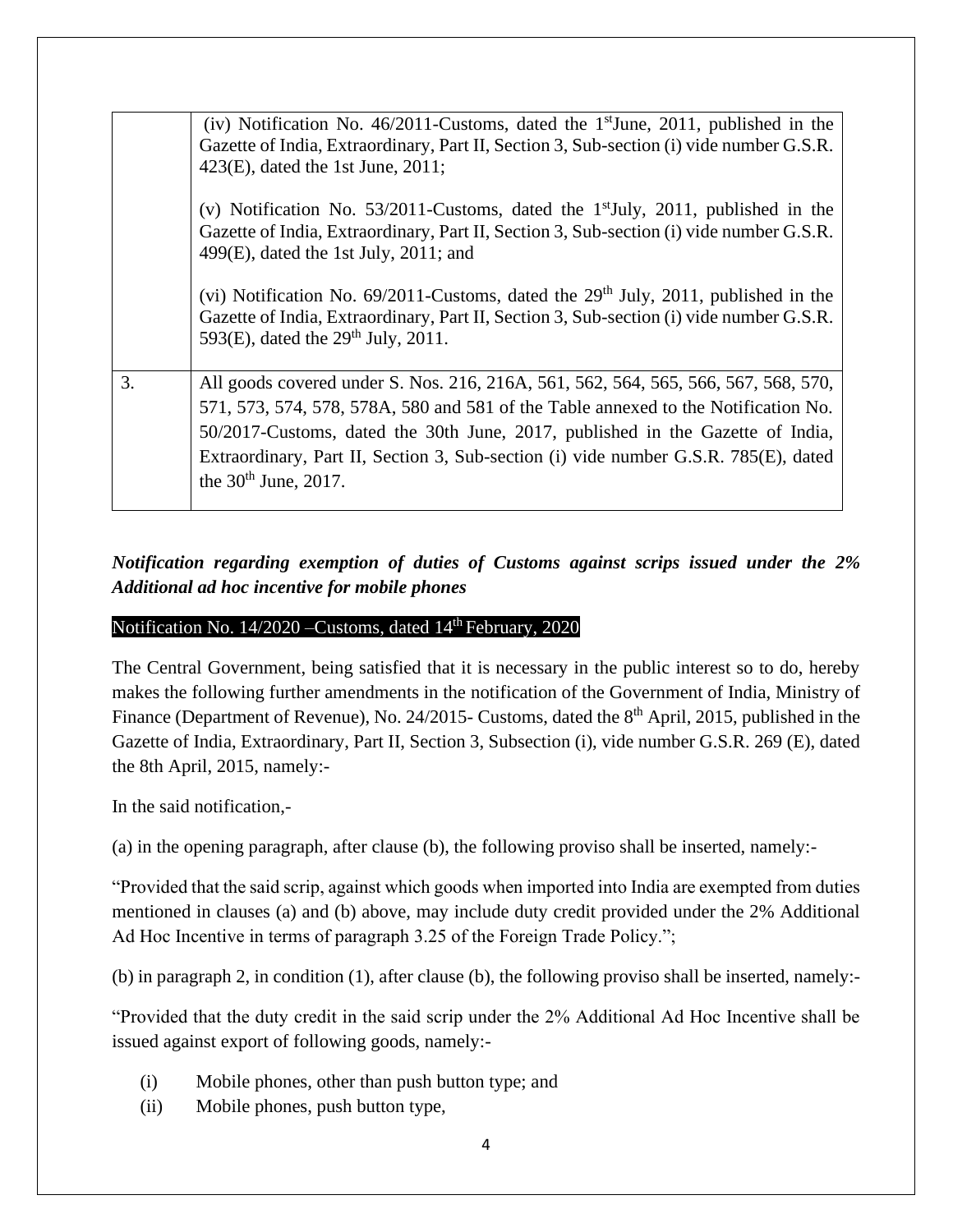| | |
|---|---|
| | (iv) Notification No. 46/2011-Customs, dated the 1st June, 2011, published in the Gazette of India, Extraordinary, Part II, Section 3, Sub-section (i) vide number G.S.R. 423(E), dated the 1st June, 2011;<br><br>(v) Notification No. 53/2011-Customs, dated the 1st July, 2011, published in the Gazette of India, Extraordinary, Part II, Section 3, Sub-section (i) vide number G.S.R. 499(E), dated the 1st July, 2011; and<br><br>(vi) Notification No. 69/2011-Customs, dated the 29th July, 2011, published in the Gazette of India, Extraordinary, Part II, Section 3, Sub-section (i) vide number G.S.R. 593(E), dated the 29th July, 2011. |
| 3. | All goods covered under S. Nos. 216, 216A, 561, 562, 564, 565, 566, 567, 568, 570, 571, 573, 574, 578, 578A, 580 and 581 of the Table annexed to the Notification No. 50/2017-Customs, dated the 30th June, 2017, published in the Gazette of India, Extraordinary, Part II, Section 3, Sub-section (i) vide number G.S.R. 785(E), dated the 30th June, 2017. |

***Notification regarding exemption of duties of Customs against scrips issued under the 2% Additional ad hoc incentive for mobile phones***

Notification No. 14/2020 –Customs, dated 14th February, 2020

The Central Government, being satisfied that it is necessary in the public interest so to do, hereby makes the following further amendments in the notification of the Government of India, Ministry of Finance (Department of Revenue), No. 24/2015- Customs, dated the 8th April, 2015, published in the Gazette of India, Extraordinary, Part II, Section 3, Subsection (i), vide number G.S.R. 269 (E), dated the 8th April, 2015, namely:-

In the said notification,-

(a) in the opening paragraph, after clause (b), the following proviso shall be inserted, namely:-

"Provided that the said scrip, against which goods when imported into India are exempted from duties mentioned in clauses (a) and (b) above, may include duty credit provided under the 2% Additional Ad Hoc Incentive in terms of paragraph 3.25 of the Foreign Trade Policy.";

(b) in paragraph 2, in condition (1), after clause (b), the following proviso shall be inserted, namely:-

"Provided that the duty credit in the said scrip under the 2% Additional Ad Hoc Incentive shall be issued against export of following goods, namely:-

(i) Mobile phones, other than push button type; and
(ii) Mobile phones, push button type,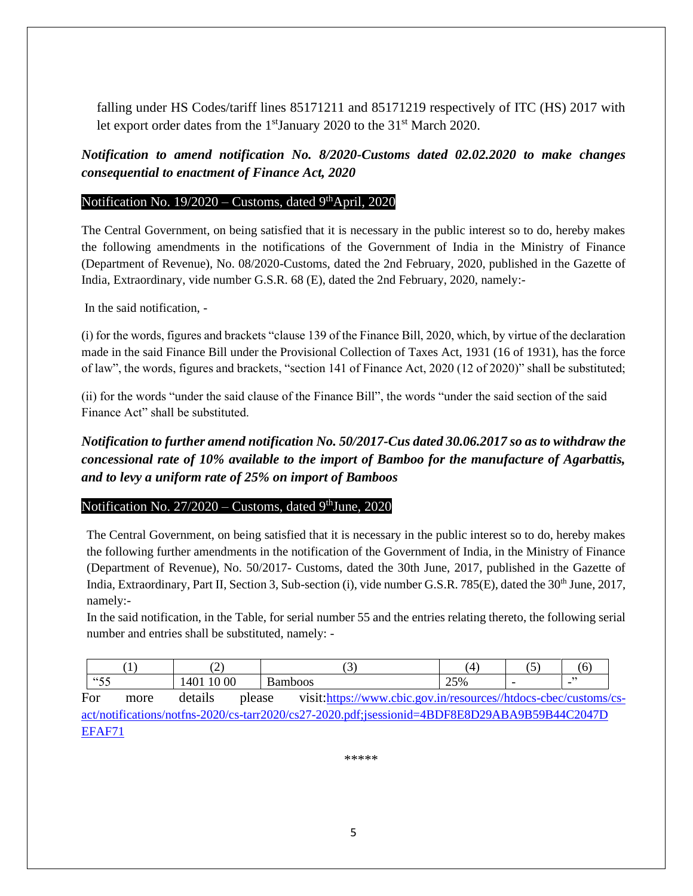falling under HS Codes/tariff lines 85171211 and 85171219 respectively of ITC (HS) 2017 with let export order dates from the 1st January 2020 to the 31st March 2020.

***Notification to amend notification No. 8/2020-Customs dated 02.02.2020 to make changes consequential to enactment of Finance Act, 2020***

### Notification No. 19/2020 – Customs, dated 9th April, 2020

The Central Government, on being satisfied that it is necessary in the public interest so to do, hereby makes the following amendments in the notifications of the Government of India in the Ministry of Finance (Department of Revenue), No. 08/2020-Customs, dated the 2nd February, 2020, published in the Gazette of India, Extraordinary, vide number G.S.R. 68 (E), dated the 2nd February, 2020, namely:-

In the said notification, -

(i) for the words, figures and brackets "clause 139 of the Finance Bill, 2020, which, by virtue of the declaration made in the said Finance Bill under the Provisional Collection of Taxes Act, 1931 (16 of 1931), has the force of law", the words, figures and brackets, "section 141 of Finance Act, 2020 (12 of 2020)" shall be substituted;

(ii) for the words "under the said clause of the Finance Bill", the words "under the said section of the said Finance Act" shall be substituted.

***Notification to further amend notification No. 50/2017-Cus dated 30.06.2017 so as to withdraw the concessional rate of 10% available to the import of Bamboo for the manufacture of Agarbattis, and to levy a uniform rate of 25% on import of Bamboos***

### Notification No. 27/2020 – Customs, dated 9th June, 2020

The Central Government, on being satisfied that it is necessary in the public interest so to do, hereby makes the following further amendments in the notification of the Government of India, in the Ministry of Finance (Department of Revenue), No. 50/2017- Customs, dated the 30th June, 2017, published in the Gazette of India, Extraordinary, Part II, Section 3, Sub-section (i), vide number G.S.R. 785(E), dated the 30th June, 2017, namely:-

In the said notification, in the Table, for serial number 55 and the entries relating thereto, the following serial number and entries shall be substituted, namely: -

| (1) | (2) | (3) | (4) | (5) | (6) |
|---|---|---|---|---|---|
| "55 | 1401 10 00 | Bamboos | 25% | - | -" |

For more details please visit:https://www.cbic.gov.in/resources//htdocs-cbec/customs/cs-act/notifications/notfns-2020/cs-tarr2020/cs27-2020.pdf;jsessionid=4BDF8E8D29ABA9B59B44C2047DEFAF71

*****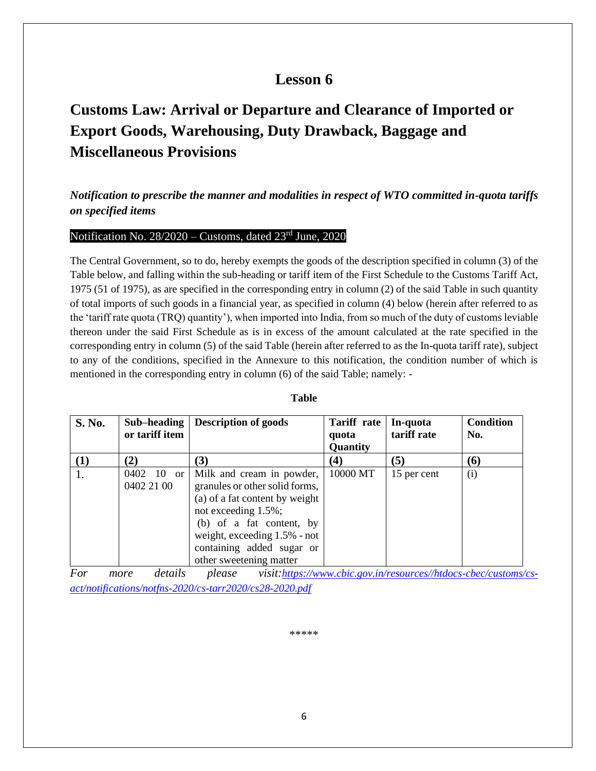# Lesson 6

## Customs Law: Arrival or Departure and Clearance of Imported or Export Goods, Warehousing, Duty Drawback, Baggage and Miscellaneous Provisions

***Notification to prescribe the manner and modalities in respect of WTO committed in-quota tariffs on specified items***

Notification No. 28/2020 – Customs, dated 23rd June, 2020

The Central Government, so to do, hereby exempts the goods of the description specified in column (3) of the Table below, and falling within the sub-heading or tariff item of the First Schedule to the Customs Tariff Act, 1975 (51 of 1975), as are specified in the corresponding entry in column (2) of the said Table in such quantity of total imports of such goods in a financial year, as specified in column (4) below (herein after referred to as the 'tariff rate quota (TRQ) quantity'), when imported into India, from so much of the duty of customs leviable thereon under the said First Schedule as is in excess of the amount calculated at the rate specified in the corresponding entry in column (5) of the said Table (herein after referred to as the In-quota tariff rate), subject to any of the conditions, specified in the Annexure to this notification, the condition number of which is mentioned in the corresponding entry in column (6) of the said Table; namely: -

**Table**

| S. No. | Sub–heading or tariff item | Description of goods | Tariff rate quota Quantity | In-quota tariff rate | Condition No. |
|---|---|---|---|---|---|
| (1) | (2) | (3) | (4) | (5) | (6) |
| 1. | 0402 10 or 0402 21 00 | Milk and cream in powder, granules or other solid forms, (a) of a fat content by weight not exceeding 1.5%; (b) of a fat content, by weight, exceeding 1.5% - not containing added sugar or other sweetening matter | 10000 MT | 15 per cent | (i) |

*For more details please visit:[https://www.cbic.gov.in/resources//htdocs-cbec/customs/cs-act/notifications/notfns-2020/cs-tarr2020/cs28-2020.pdf](https://www.cbic.gov.in/resources//htdocs-cbec/customs/cs-act/notifications/notfns-2020/cs-tarr2020/cs28-2020.pdf)*

*****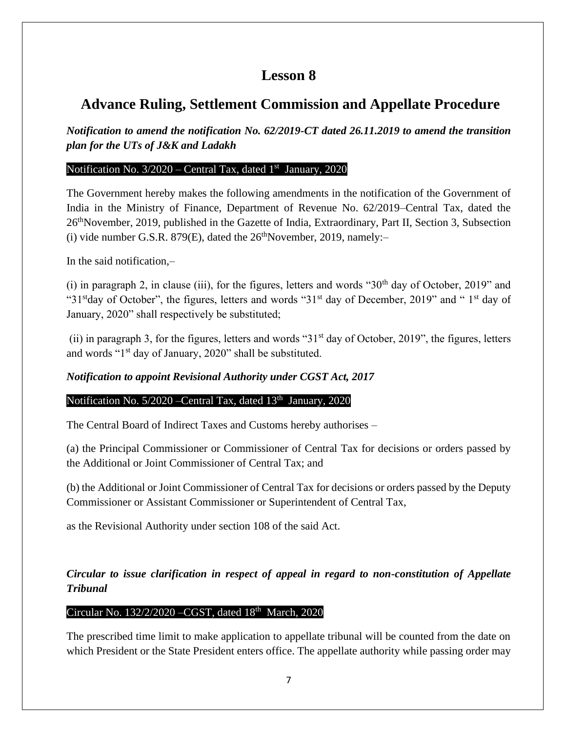# Lesson 8

## Advance Ruling, Settlement Commission and Appellate Procedure

***Notification to amend the notification No. 62/2019-CT dated 26.11.2019 to amend the transition plan for the UTs of J&K and Ladakh***

Notification No. 3/2020 – Central Tax, dated 1st January, 2020

The Government hereby makes the following amendments in the notification of the Government of India in the Ministry of Finance, Department of Revenue No. 62/2019–Central Tax, dated the 26thNovember, 2019, published in the Gazette of India, Extraordinary, Part II, Section 3, Subsection (i) vide number G.S.R. 879(E), dated the 26thNovember, 2019, namely:–

In the said notification,–

(i) in paragraph 2, in clause (iii), for the figures, letters and words "30th day of October, 2019" and "31stday of October", the figures, letters and words "31st day of December, 2019" and " 1st day of January, 2020" shall respectively be substituted;

(ii) in paragraph 3, for the figures, letters and words "31st day of October, 2019", the figures, letters and words "1st day of January, 2020" shall be substituted.

***Notification to appoint Revisional Authority under CGST Act, 2017***

Notification No. 5/2020 –Central Tax, dated 13th January, 2020

The Central Board of Indirect Taxes and Customs hereby authorises –

(a) the Principal Commissioner or Commissioner of Central Tax for decisions or orders passed by the Additional or Joint Commissioner of Central Tax; and

(b) the Additional or Joint Commissioner of Central Tax for decisions or orders passed by the Deputy Commissioner or Assistant Commissioner or Superintendent of Central Tax,

as the Revisional Authority under section 108 of the said Act.

***Circular to issue clarification in respect of appeal in regard to non-constitution of Appellate Tribunal***

Circular No. 132/2/2020 –CGST, dated 18th March, 2020

The prescribed time limit to make application to appellate tribunal will be counted from the date on which President or the State President enters office. The appellate authority while passing order may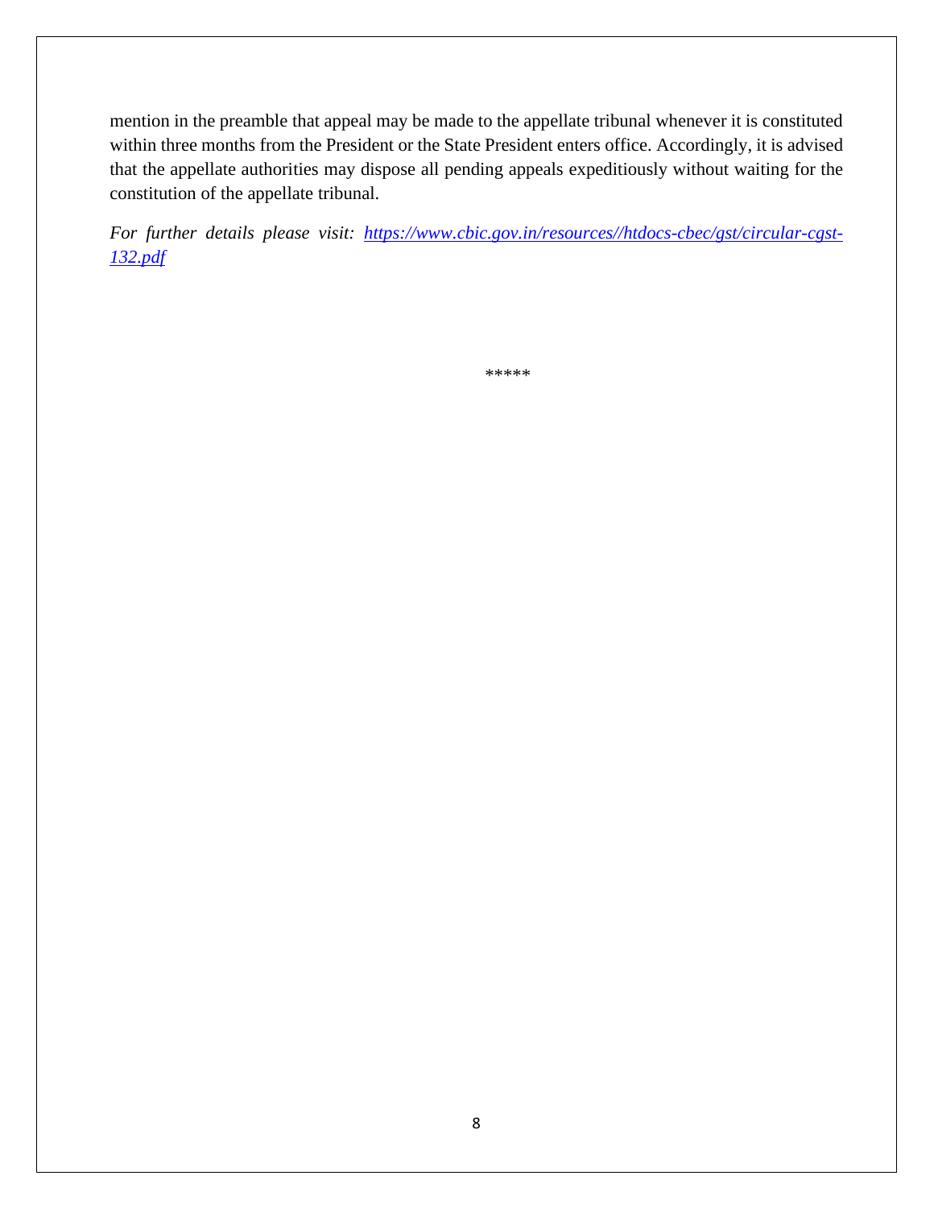mention in the preamble that appeal may be made to the appellate tribunal whenever it is constituted within three months from the President or the State President enters office. Accordingly, it is advised that the appellate authorities may dispose all pending appeals expeditiously without waiting for the constitution of the appellate tribunal.

*For further details please visit: [https://www.cbic.gov.in/resources//htdocs-cbec/gst/circular-cgst-132.pdf](https://www.cbic.gov.in/resources//htdocs-cbec/gst/circular-cgst-132.pdf)*

*****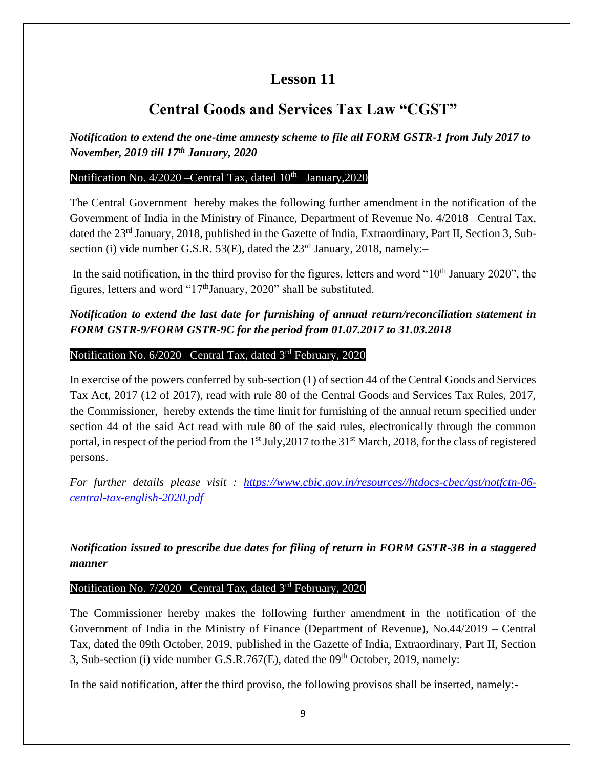# Lesson 11

## Central Goods and Services Tax Law "CGST"

***Notification to extend the one-time amnesty scheme to file all FORM GSTR-1 from July 2017 to November, 2019 till 17th January, 2020***

**Notification No. 4/2020 –Central Tax, dated 10th January,2020**

The Central Government hereby makes the following further amendment in the notification of the Government of India in the Ministry of Finance, Department of Revenue No. 4/2018– Central Tax, dated the 23rd January, 2018, published in the Gazette of India, Extraordinary, Part II, Section 3, Sub-section (i) vide number G.S.R. 53(E), dated the 23rd January, 2018, namely:–

In the said notification, in the third proviso for the figures, letters and word "10th January 2020", the figures, letters and word "17thJanuary, 2020" shall be substituted.

***Notification to extend the last date for furnishing of annual return/reconciliation statement in FORM GSTR-9/FORM GSTR-9C for the period from 01.07.2017 to 31.03.2018***

**Notification No. 6/2020 –Central Tax, dated 3rd February, 2020**

In exercise of the powers conferred by sub-section (1) of section 44 of the Central Goods and Services Tax Act, 2017 (12 of 2017), read with rule 80 of the Central Goods and Services Tax Rules, 2017, the Commissioner, hereby extends the time limit for furnishing of the annual return specified under section 44 of the said Act read with rule 80 of the said rules, electronically through the common portal, in respect of the period from the 1st July,2017 to the 31st March, 2018, for the class of registered persons.

*For further details please visit : [https://www.cbic.gov.in/resources//htdocs-cbec/gst/notfctn-06-central-tax-english-2020.pdf](https://www.cbic.gov.in/resources//htdocs-cbec/gst/notfctn-06-central-tax-english-2020.pdf)*

***Notification issued to prescribe due dates for filing of return in FORM GSTR-3B in a staggered manner***

**Notification No. 7/2020 –Central Tax, dated 3rd February, 2020**

The Commissioner hereby makes the following further amendment in the notification of the Government of India in the Ministry of Finance (Department of Revenue), No.44/2019 – Central Tax, dated the 09th October, 2019, published in the Gazette of India, Extraordinary, Part II, Section 3, Sub-section (i) vide number G.S.R.767(E), dated the 09th October, 2019, namely:–

In the said notification, after the third proviso, the following provisos shall be inserted, namely:-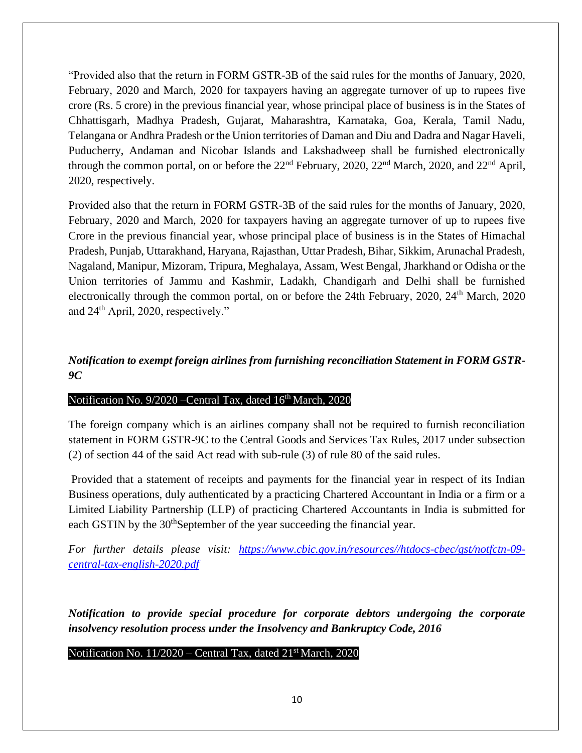"Provided also that the return in FORM GSTR-3B of the said rules for the months of January, 2020, February, 2020 and March, 2020 for taxpayers having an aggregate turnover of up to rupees five crore (Rs. 5 crore) in the previous financial year, whose principal place of business is in the States of Chhattisgarh, Madhya Pradesh, Gujarat, Maharashtra, Karnataka, Goa, Kerala, Tamil Nadu, Telangana or Andhra Pradesh or the Union territories of Daman and Diu and Dadra and Nagar Haveli, Puducherry, Andaman and Nicobar Islands and Lakshadweep shall be furnished electronically through the common portal, on or before the 22nd February, 2020, 22nd March, 2020, and 22nd April, 2020, respectively.

Provided also that the return in FORM GSTR-3B of the said rules for the months of January, 2020, February, 2020 and March, 2020 for taxpayers having an aggregate turnover of up to rupees five Crore in the previous financial year, whose principal place of business is in the States of Himachal Pradesh, Punjab, Uttarakhand, Haryana, Rajasthan, Uttar Pradesh, Bihar, Sikkim, Arunachal Pradesh, Nagaland, Manipur, Mizoram, Tripura, Meghalaya, Assam, West Bengal, Jharkhand or Odisha or the Union territories of Jammu and Kashmir, Ladakh, Chandigarh and Delhi shall be furnished electronically through the common portal, on or before the 24th February, 2020, 24th March, 2020 and 24th April, 2020, respectively."

***Notification to exempt foreign airlines from furnishing reconciliation Statement in FORM GSTR-9C***

Notification No. 9/2020 –Central Tax, dated 16th March, 2020

The foreign company which is an airlines company shall not be required to furnish reconciliation statement in FORM GSTR-9C to the Central Goods and Services Tax Rules, 2017 under subsection (2) of section 44 of the said Act read with sub-rule (3) of rule 80 of the said rules.

Provided that a statement of receipts and payments for the financial year in respect of its Indian Business operations, duly authenticated by a practicing Chartered Accountant in India or a firm or a Limited Liability Partnership (LLP) of practicing Chartered Accountants in India is submitted for each GSTIN by the 30th September of the year succeeding the financial year.

*For further details please visit: [https://www.cbic.gov.in/resources//htdocs-cbec/gst/notfctn-09-central-tax-english-2020.pdf](https://www.cbic.gov.in/resources//htdocs-cbec/gst/notfctn-09-central-tax-english-2020.pdf)*

***Notification to provide special procedure for corporate debtors undergoing the corporate insolvency resolution process under the Insolvency and Bankruptcy Code, 2016***

Notification No. 11/2020 – Central Tax, dated 21st March, 2020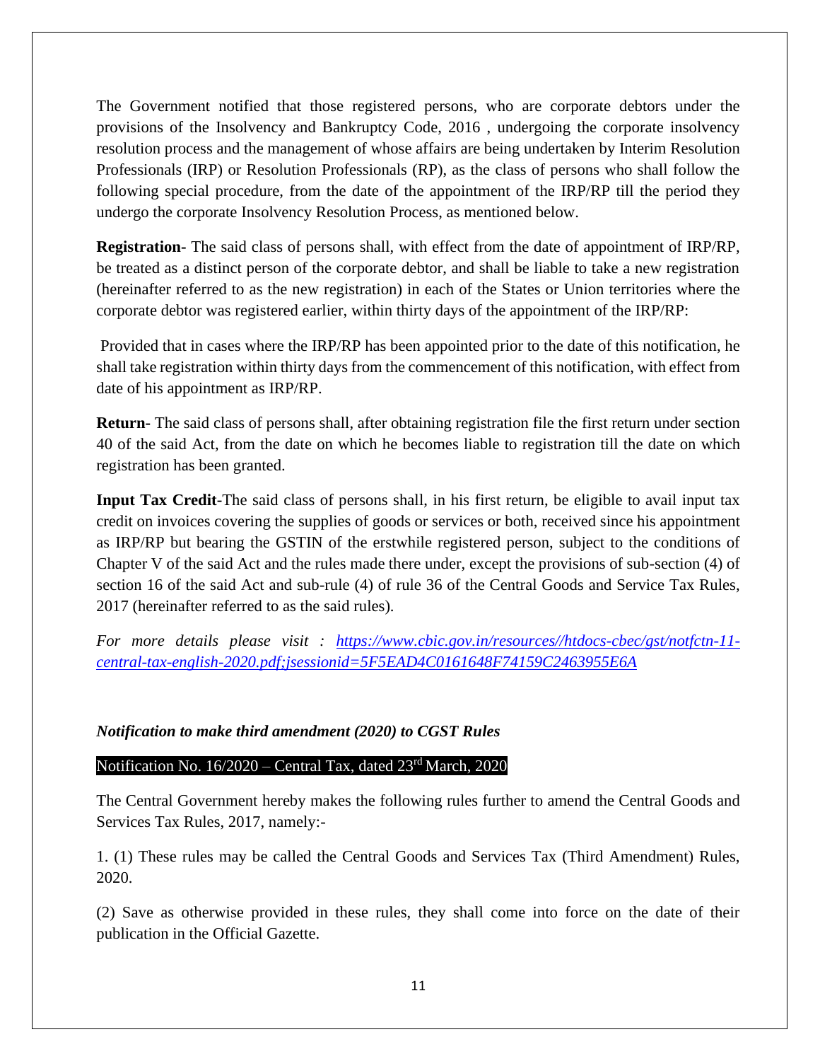The Government notified that those registered persons, who are corporate debtors under the provisions of the Insolvency and Bankruptcy Code, 2016 , undergoing the corporate insolvency resolution process and the management of whose affairs are being undertaken by Interim Resolution Professionals (IRP) or Resolution Professionals (RP), as the class of persons who shall follow the following special procedure, from the date of the appointment of the IRP/RP till the period they undergo the corporate Insolvency Resolution Process, as mentioned below.

**Registration-** The said class of persons shall, with effect from the date of appointment of IRP/RP, be treated as a distinct person of the corporate debtor, and shall be liable to take a new registration (hereinafter referred to as the new registration) in each of the States or Union territories where the corporate debtor was registered earlier, within thirty days of the appointment of the IRP/RP:

Provided that in cases where the IRP/RP has been appointed prior to the date of this notification, he shall take registration within thirty days from the commencement of this notification, with effect from date of his appointment as IRP/RP.

**Return-** The said class of persons shall, after obtaining registration file the first return under section 40 of the said Act, from the date on which he becomes liable to registration till the date on which registration has been granted.

**Input Tax Credit-**The said class of persons shall, in his first return, be eligible to avail input tax credit on invoices covering the supplies of goods or services or both, received since his appointment as IRP/RP but bearing the GSTIN of the erstwhile registered person, subject to the conditions of Chapter V of the said Act and the rules made there under, except the provisions of sub-section (4) of section 16 of the said Act and sub-rule (4) of rule 36 of the Central Goods and Service Tax Rules, 2017 (hereinafter referred to as the said rules).

*For more details please visit : [https://www.cbic.gov.in/resources//htdocs-cbec/gst/notfctn-11-central-tax-english-2020.pdf;jsessionid=5F5EAD4C0161648F74159C2463955E6A](https://www.cbic.gov.in/resources//htdocs-cbec/gst/notfctn-11-central-tax-english-2020.pdf;jsessionid=5F5EAD4C0161648F74159C2463955E6A)*

***Notification to make third amendment (2020) to CGST Rules***

Notification No. 16/2020 – Central Tax, dated 23rd March, 2020

The Central Government hereby makes the following rules further to amend the Central Goods and Services Tax Rules, 2017, namely:-

1. (1) These rules may be called the Central Goods and Services Tax (Third Amendment) Rules, 2020.

(2) Save as otherwise provided in these rules, they shall come into force on the date of their publication in the Official Gazette.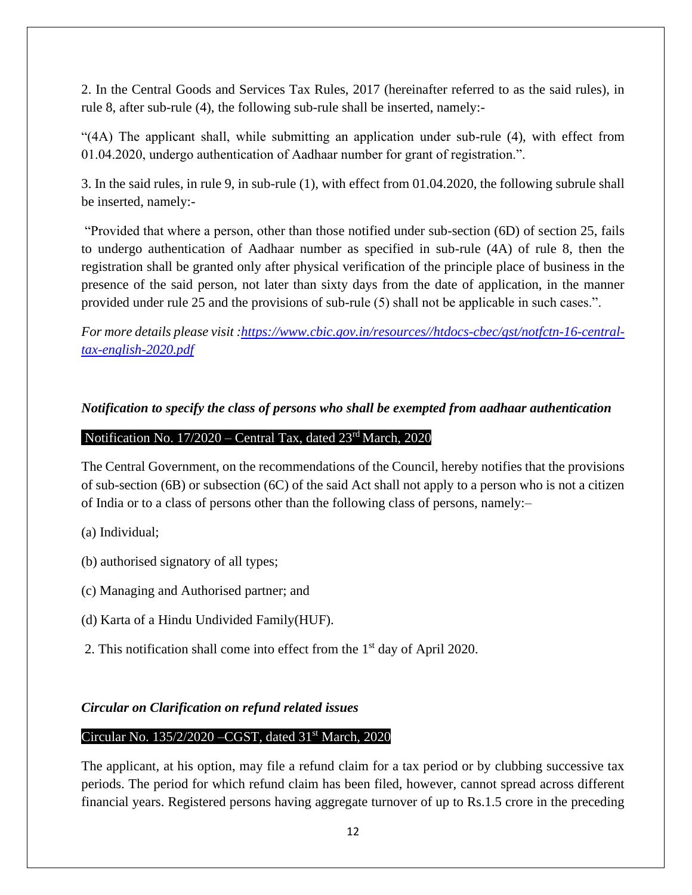2. In the Central Goods and Services Tax Rules, 2017 (hereinafter referred to as the said rules), in rule 8, after sub-rule (4), the following sub-rule shall be inserted, namely:-

"(4A) The applicant shall, while submitting an application under sub-rule (4), with effect from 01.04.2020, undergo authentication of Aadhaar number for grant of registration.".

3. In the said rules, in rule 9, in sub-rule (1), with effect from 01.04.2020, the following subrule shall be inserted, namely:-

"Provided that where a person, other than those notified under sub-section (6D) of section 25, fails to undergo authentication of Aadhaar number as specified in sub-rule (4A) of rule 8, then the registration shall be granted only after physical verification of the principle place of business in the presence of the said person, not later than sixty days from the date of application, in the manner provided under rule 25 and the provisions of sub-rule (5) shall not be applicable in such cases.".

*For more details please visit :[https://www.cbic.gov.in/resources//htdocs-cbec/gst/notfctn-16-central-tax-english-2020.pdf](https://www.cbic.gov.in/resources//htdocs-cbec/gst/notfctn-16-central-tax-english-2020.pdf)*

***Notification to specify the class of persons who shall be exempted from aadhaar authentication***

Notification No. 17/2020 – Central Tax, dated 23rd March, 2020

The Central Government, on the recommendations of the Council, hereby notifies that the provisions of sub-section (6B) or subsection (6C) of the said Act shall not apply to a person who is not a citizen of India or to a class of persons other than the following class of persons, namely:–

(a) Individual;

(b) authorised signatory of all types;

(c) Managing and Authorised partner; and

(d) Karta of a Hindu Undivided Family(HUF).

2. This notification shall come into effect from the 1st day of April 2020.

***Circular on Clarification on refund related issues***

Circular No. 135/2/2020 –CGST, dated 31st March, 2020

The applicant, at his option, may file a refund claim for a tax period or by clubbing successive tax periods. The period for which refund claim has been filed, however, cannot spread across different financial years. Registered persons having aggregate turnover of up to Rs.1.5 crore in the preceding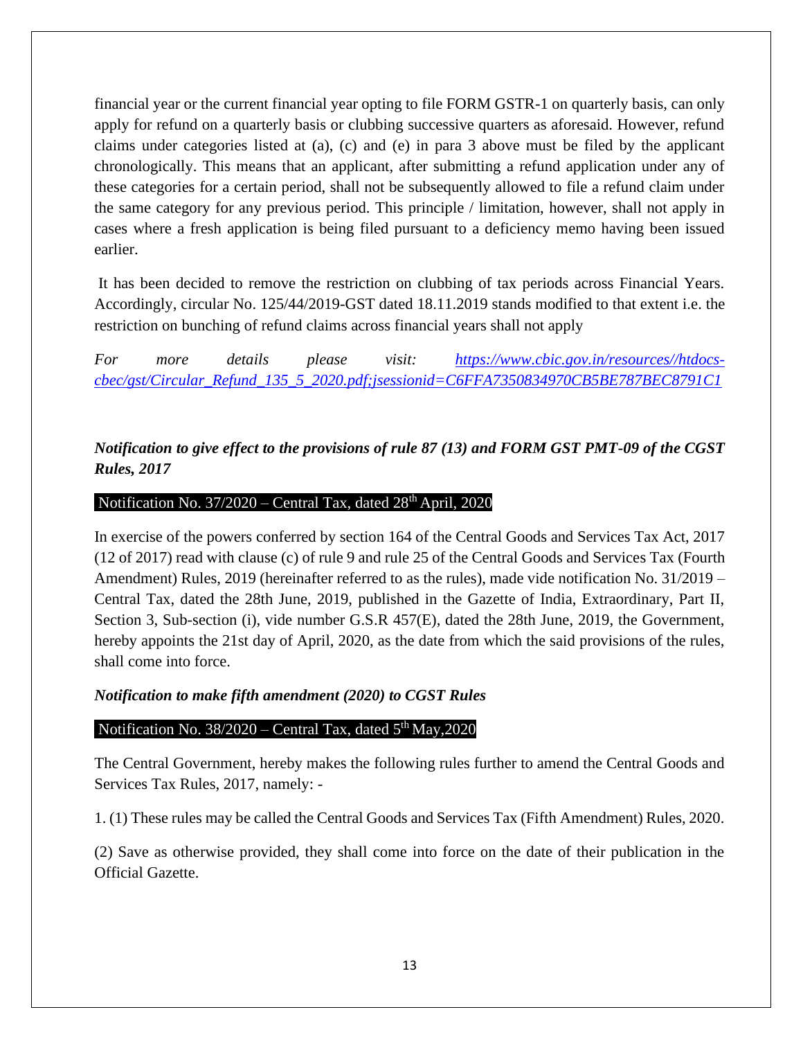financial year or the current financial year opting to file FORM GSTR-1 on quarterly basis, can only apply for refund on a quarterly basis or clubbing successive quarters as aforesaid. However, refund claims under categories listed at (a), (c) and (e) in para 3 above must be filed by the applicant chronologically. This means that an applicant, after submitting a refund application under any of these categories for a certain period, shall not be subsequently allowed to file a refund claim under the same category for any previous period. This principle / limitation, however, shall not apply in cases where a fresh application is being filed pursuant to a deficiency memo having been issued earlier.

It has been decided to remove the restriction on clubbing of tax periods across Financial Years. Accordingly, circular No. 125/44/2019-GST dated 18.11.2019 stands modified to that extent i.e. the restriction on bunching of refund claims across financial years shall not apply

*For more details please visit: [https://www.cbic.gov.in/resources//htdocs-cbec/gst/Circular_Refund_135_5_2020.pdf;jsessionid=C6FFA7350834970CB5BE787BEC8791C1](https://www.cbic.gov.in/resources//htdocs-cbec/gst/Circular_Refund_135_5_2020.pdf;jsessionid=C6FFA7350834970CB5BE787BEC8791C1)*

***Notification to give effect to the provisions of rule 87 (13) and FORM GST PMT-09 of the CGST Rules, 2017***

Notification No. 37/2020 – Central Tax, dated 28th April, 2020

In exercise of the powers conferred by section 164 of the Central Goods and Services Tax Act, 2017 (12 of 2017) read with clause (c) of rule 9 and rule 25 of the Central Goods and Services Tax (Fourth Amendment) Rules, 2019 (hereinafter referred to as the rules), made vide notification No. 31/2019 – Central Tax, dated the 28th June, 2019, published in the Gazette of India, Extraordinary, Part II, Section 3, Sub-section (i), vide number G.S.R 457(E), dated the 28th June, 2019, the Government, hereby appoints the 21st day of April, 2020, as the date from which the said provisions of the rules, shall come into force.

***Notification to make fifth amendment (2020) to CGST Rules***

Notification No. 38/2020 – Central Tax, dated 5th May,2020

The Central Government, hereby makes the following rules further to amend the Central Goods and Services Tax Rules, 2017, namely: -

1. (1) These rules may be called the Central Goods and Services Tax (Fifth Amendment) Rules, 2020.

(2) Save as otherwise provided, they shall come into force on the date of their publication in the Official Gazette.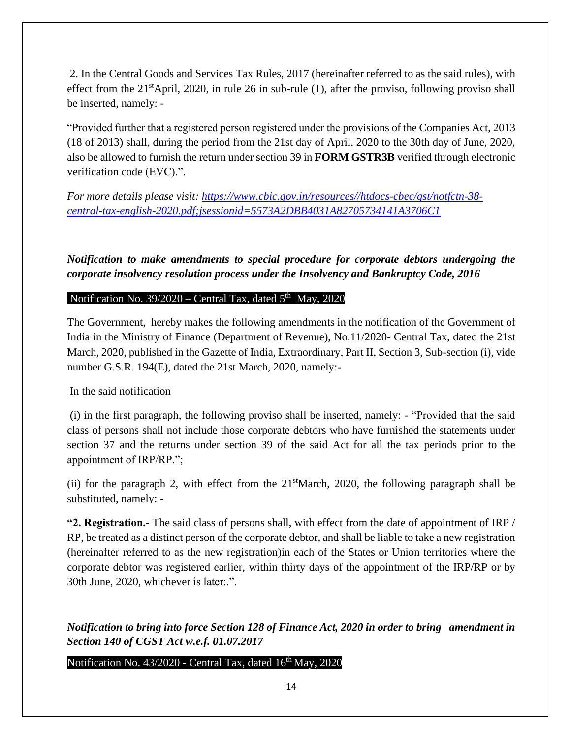2. In the Central Goods and Services Tax Rules, 2017 (hereinafter referred to as the said rules), with effect from the 21st April, 2020, in rule 26 in sub-rule (1), after the proviso, following proviso shall be inserted, namely: -

"Provided further that a registered person registered under the provisions of the Companies Act, 2013 (18 of 2013) shall, during the period from the 21st day of April, 2020 to the 30th day of June, 2020, also be allowed to furnish the return under section 39 in **FORM GSTR3B** verified through electronic verification code (EVC).".

*For more details please visit: [https://www.cbic.gov.in/resources//htdocs-cbec/gst/notfctn-38-central-tax-english-2020.pdf;jsessionid=5573A2DBB4031A82705734141A3706C1](https://www.cbic.gov.in/resources//htdocs-cbec/gst/notfctn-38-central-tax-english-2020.pdf;jsessionid=5573A2DBB4031A82705734141A3706C1)*

***Notification to make amendments to special procedure for corporate debtors undergoing the corporate insolvency resolution process under the Insolvency and Bankruptcy Code, 2016***

Notification No. 39/2020 – Central Tax, dated 5th May, 2020

The Government, hereby makes the following amendments in the notification of the Government of India in the Ministry of Finance (Department of Revenue), No.11/2020- Central Tax, dated the 21st March, 2020, published in the Gazette of India, Extraordinary, Part II, Section 3, Sub-section (i), vide number G.S.R. 194(E), dated the 21st March, 2020, namely:-

In the said notification

(i) in the first paragraph, the following proviso shall be inserted, namely: - "Provided that the said class of persons shall not include those corporate debtors who have furnished the statements under section 37 and the returns under section 39 of the said Act for all the tax periods prior to the appointment of IRP/RP.";

(ii) for the paragraph 2, with effect from the 21st March, 2020, the following paragraph shall be substituted, namely: -

**"2. Registration.-** The said class of persons shall, with effect from the date of appointment of IRP / RP, be treated as a distinct person of the corporate debtor, and shall be liable to take a new registration (hereinafter referred to as the new registration)in each of the States or Union territories where the corporate debtor was registered earlier, within thirty days of the appointment of the IRP/RP or by 30th June, 2020, whichever is later:.".

***Notification to bring into force Section 128 of Finance Act, 2020 in order to bring amendment in Section 140 of CGST Act w.e.f. 01.07.2017***

Notification No. 43/2020 - Central Tax, dated 16th May, 2020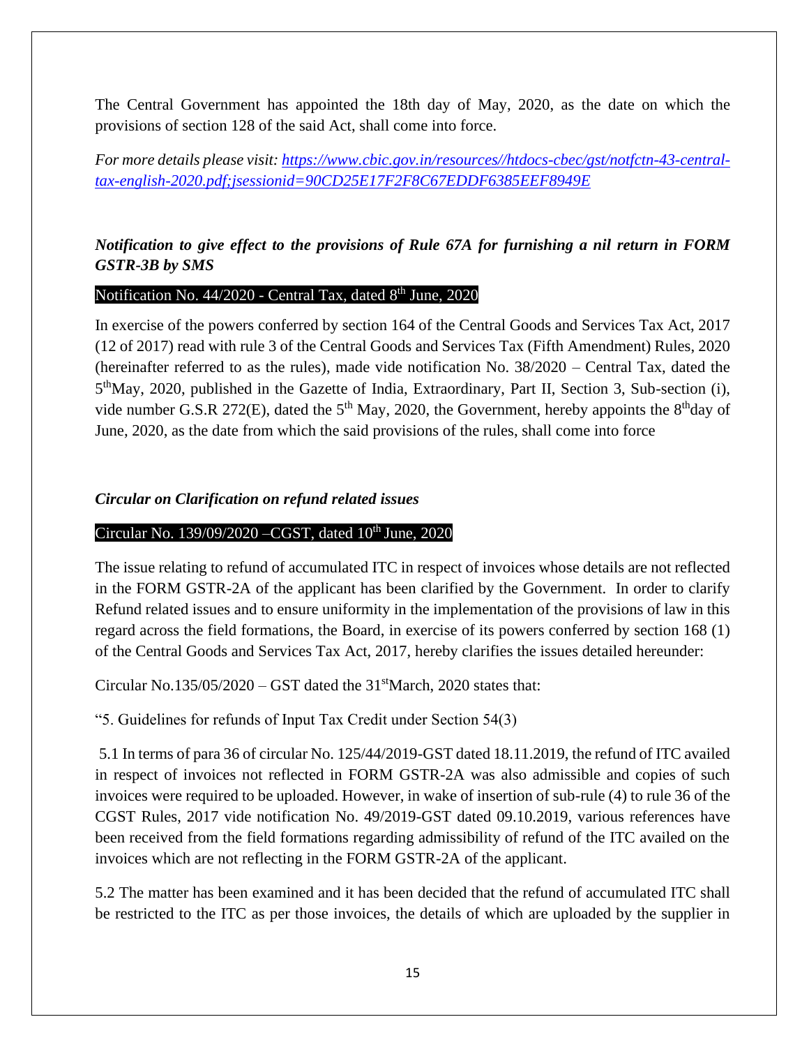The Central Government has appointed the 18th day of May, 2020, as the date on which the provisions of section 128 of the said Act, shall come into force.

*For more details please visit: [https://www.cbic.gov.in/resources//htdocs-cbec/gst/notfctn-43-central-tax-english-2020.pdf;jsessionid=90CD25E17F2F8C67EDDF6385EEF8949E](https://www.cbic.gov.in/resources//htdocs-cbec/gst/notfctn-43-central-tax-english-2020.pdf;jsessionid=90CD25E17F2F8C67EDDF6385EEF8949E)*

### *Notification to give effect to the provisions of Rule 67A for furnishing a nil return in FORM GSTR-3B by SMS*

Notification No. 44/2020 - Central Tax, dated 8th June, 2020

In exercise of the powers conferred by section 164 of the Central Goods and Services Tax Act, 2017 (12 of 2017) read with rule 3 of the Central Goods and Services Tax (Fifth Amendment) Rules, 2020 (hereinafter referred to as the rules), made vide notification No. 38/2020 – Central Tax, dated the 5th May, 2020, published in the Gazette of India, Extraordinary, Part II, Section 3, Sub-section (i), vide number G.S.R 272(E), dated the 5th May, 2020, the Government, hereby appoints the 8th day of June, 2020, as the date from which the said provisions of the rules, shall come into force

### *Circular on Clarification on refund related issues*

Circular No. 139/09/2020 –CGST, dated 10th June, 2020

The issue relating to refund of accumulated ITC in respect of invoices whose details are not reflected in the FORM GSTR-2A of the applicant has been clarified by the Government. In order to clarify Refund related issues and to ensure uniformity in the implementation of the provisions of law in this regard across the field formations, the Board, in exercise of its powers conferred by section 168 (1) of the Central Goods and Services Tax Act, 2017, hereby clarifies the issues detailed hereunder:

Circular No.135/05/2020 – GST dated the 31st March, 2020 states that:

"5. Guidelines for refunds of Input Tax Credit under Section 54(3)

5.1 In terms of para 36 of circular No. 125/44/2019-GST dated 18.11.2019, the refund of ITC availed in respect of invoices not reflected in FORM GSTR-2A was also admissible and copies of such invoices were required to be uploaded. However, in wake of insertion of sub-rule (4) to rule 36 of the CGST Rules, 2017 vide notification No. 49/2019-GST dated 09.10.2019, various references have been received from the field formations regarding admissibility of refund of the ITC availed on the invoices which are not reflecting in the FORM GSTR-2A of the applicant.

5.2 The matter has been examined and it has been decided that the refund of accumulated ITC shall be restricted to the ITC as per those invoices, the details of which are uploaded by the supplier in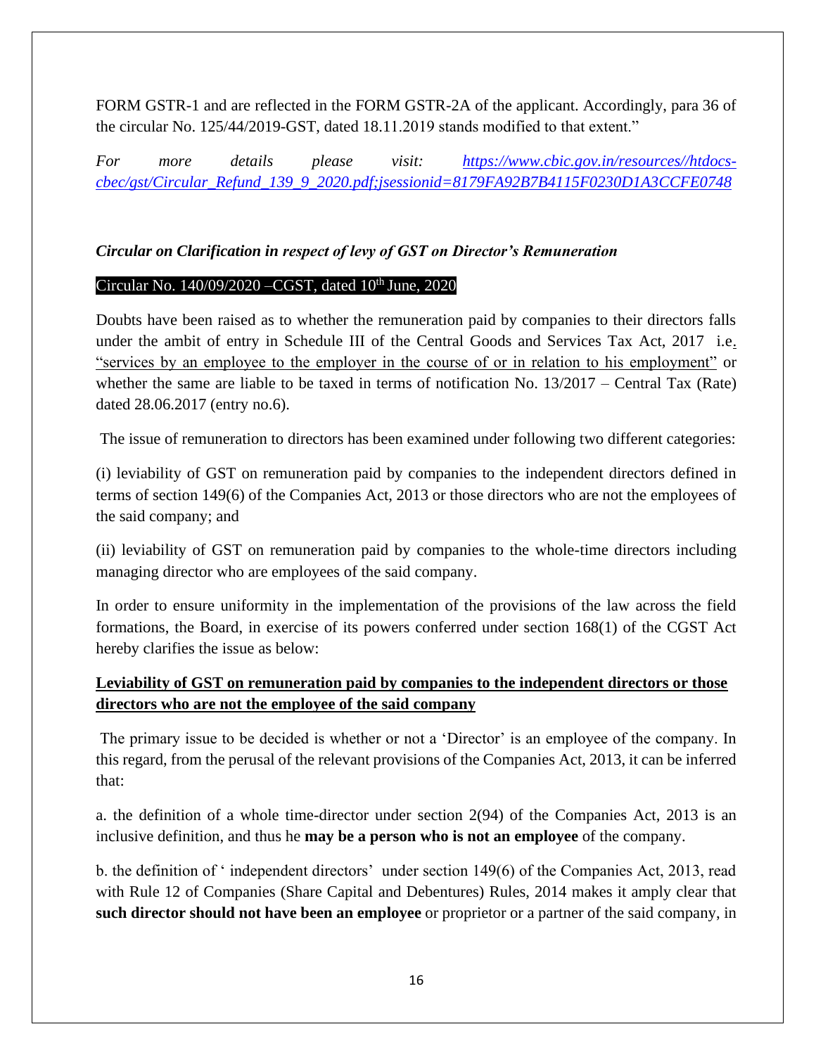FORM GSTR-1 and are reflected in the FORM GSTR-2A of the applicant. Accordingly, para 36 of the circular No. 125/44/2019-GST, dated 18.11.2019 stands modified to that extent."

*For more details please visit: [https://www.cbic.gov.in/resources//htdocs-cbec/gst/Circular_Refund_139_9_2020.pdf;jsessionid=8179FA92B7B4115F0230D1A3CCFE0748](https://www.cbic.gov.in/resources//htdocs-cbec/gst/Circular_Refund_139_9_2020.pdf;jsessionid=8179FA92B7B4115F0230D1A3CCFE0748)*

***Circular on Clarification in respect of levy of GST on Director's Remuneration***

Circular No. 140/09/2020 –CGST, dated 10th June, 2020

Doubts have been raised as to whether the remuneration paid by companies to their directors falls under the ambit of entry in Schedule III of the Central Goods and Services Tax Act, 2017 i.e. "services by an employee to the employer in the course of or in relation to his employment" or whether the same are liable to be taxed in terms of notification No. 13/2017 – Central Tax (Rate) dated 28.06.2017 (entry no.6).

The issue of remuneration to directors has been examined under following two different categories:

(i) leviability of GST on remuneration paid by companies to the independent directors defined in terms of section 149(6) of the Companies Act, 2013 or those directors who are not the employees of the said company; and

(ii) leviability of GST on remuneration paid by companies to the whole-time directors including managing director who are employees of the said company.

In order to ensure uniformity in the implementation of the provisions of the law across the field formations, the Board, in exercise of its powers conferred under section 168(1) of the CGST Act hereby clarifies the issue as below:

**Leviability of GST on remuneration paid by companies to the independent directors or those directors who are not the employee of the said company**

The primary issue to be decided is whether or not a 'Director' is an employee of the company. In this regard, from the perusal of the relevant provisions of the Companies Act, 2013, it can be inferred that:

a. the definition of a whole time-director under section 2(94) of the Companies Act, 2013 is an inclusive definition, and thus he **may be a person who is not an employee** of the company.

b. the definition of ' independent directors' under section 149(6) of the Companies Act, 2013, read with Rule 12 of Companies (Share Capital and Debentures) Rules, 2014 makes it amply clear that **such director should not have been an employee** or proprietor or a partner of the said company, in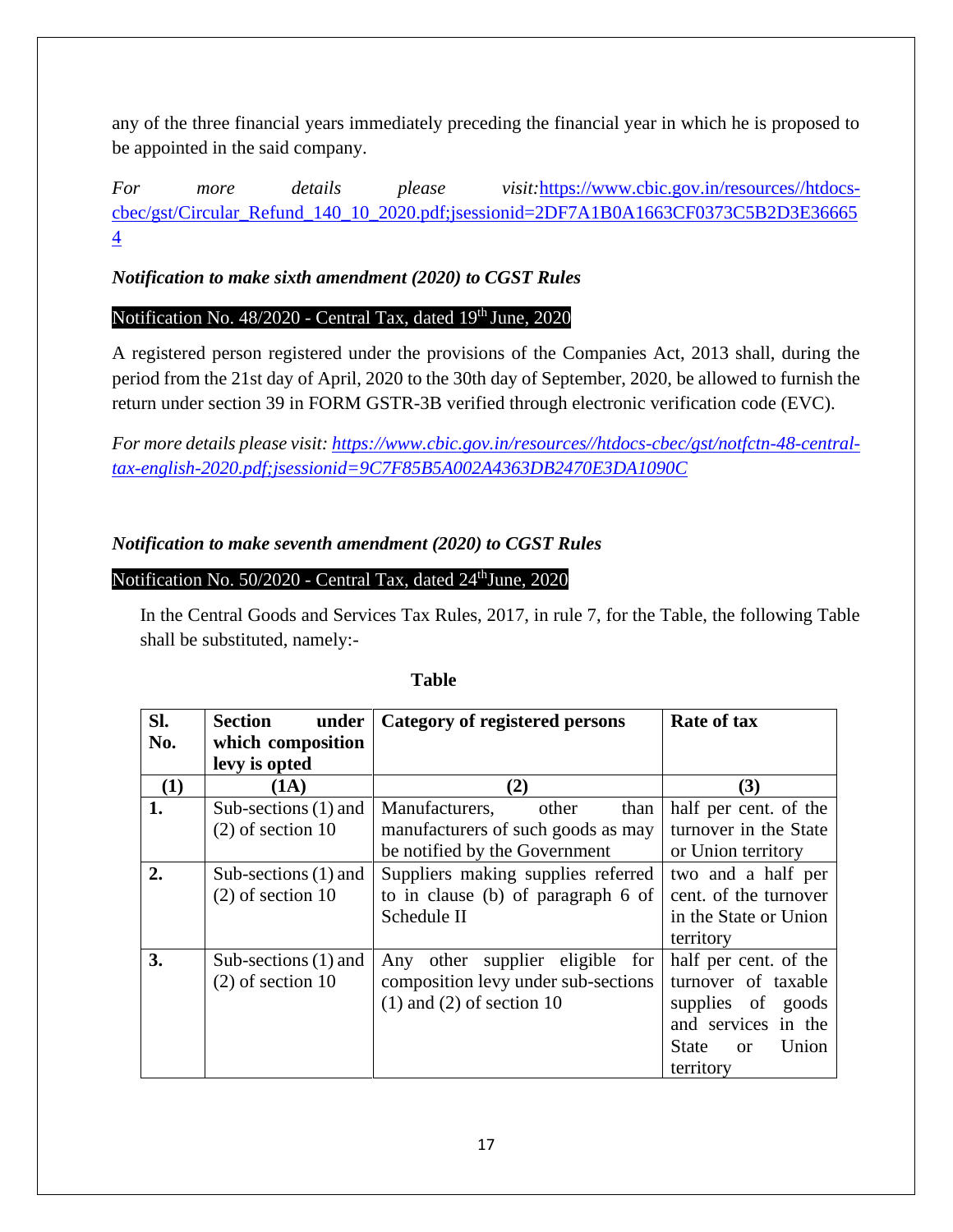any of the three financial years immediately preceding the financial year in which he is proposed to be appointed in the said company.

*For more details please visit:*[https://www.cbic.gov.in/resources//htdocs-cbec/gst/Circular_Refund_140_10_2020.pdf;jsessionid=2DF7A1B0A1663CF0373C5B2D3E366654](https://www.cbic.gov.in/resources//htdocs-cbec/gst/Circular_Refund_140_10_2020.pdf;jsessionid=2DF7A1B0A1663CF0373C5B2D3E366654)

***Notification to make sixth amendment (2020) to CGST Rules***

Notification No. 48/2020 - Central Tax, dated 19th June, 2020

A registered person registered under the provisions of the Companies Act, 2013 shall, during the period from the 21st day of April, 2020 to the 30th day of September, 2020, be allowed to furnish the return under section 39 in FORM GSTR-3B verified through electronic verification code (EVC).

*For more details please visit: [https://www.cbic.gov.in/resources//htdocs-cbec/gst/notfctn-48-central-tax-english-2020.pdf;jsessionid=9C7F85B5A002A4363DB2470E3DA1090C](https://www.cbic.gov.in/resources//htdocs-cbec/gst/notfctn-48-central-tax-english-2020.pdf;jsessionid=9C7F85B5A002A4363DB2470E3DA1090C)*

***Notification to make seventh amendment (2020) to CGST Rules***

Notification No. 50/2020 - Central Tax, dated 24thJune, 2020

In the Central Goods and Services Tax Rules, 2017, in rule 7, for the Table, the following Table shall be substituted, namely:-

**Table**

| **Sl. No.** | **Section under which composition levy is opted** | **Category of registered persons** | **Rate of tax** |
|---|---|---|---|
| **(1)** | **(1A)** | **(2)** | **(3)** |
| **1.** | Sub-sections (1) and (2) of section 10 | Manufacturers, other than manufacturers of such goods as may be notified by the Government | half per cent. of the turnover in the State or Union territory |
| **2.** | Sub-sections (1) and (2) of section 10 | Suppliers making supplies referred to in clause (b) of paragraph 6 of Schedule II | two and a half per cent. of the turnover in the State or Union territory |
| **3.** | Sub-sections (1) and (2) of section 10 | Any other supplier eligible for composition levy under sub-sections (1) and (2) of section 10 | half per cent. of the turnover of taxable supplies of goods and services in the State or Union territory |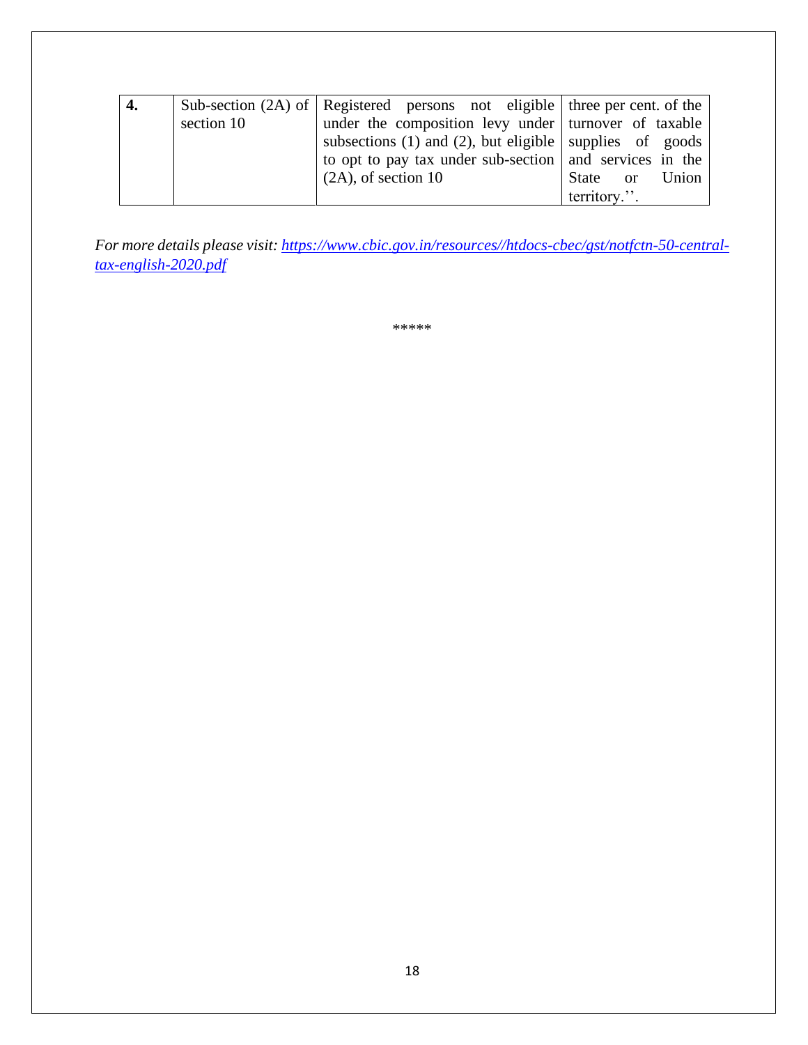| 4. | Sub-section (2A) of section 10 | Registered persons not eligible under the composition levy under subsections (1) and (2), but eligible to opt to pay tax under sub-section (2A), of section 10 | three per cent. of the turnover of taxable supplies of goods and services in the State or Union territory.''. |
|---|---|---|---|

*For more details please visit: [https://www.cbic.gov.in/resources//htdocs-cbec/gst/notfctn-50-central-tax-english-2020.pdf](https://www.cbic.gov.in/resources//htdocs-cbec/gst/notfctn-50-central-tax-english-2020.pdf)*

*****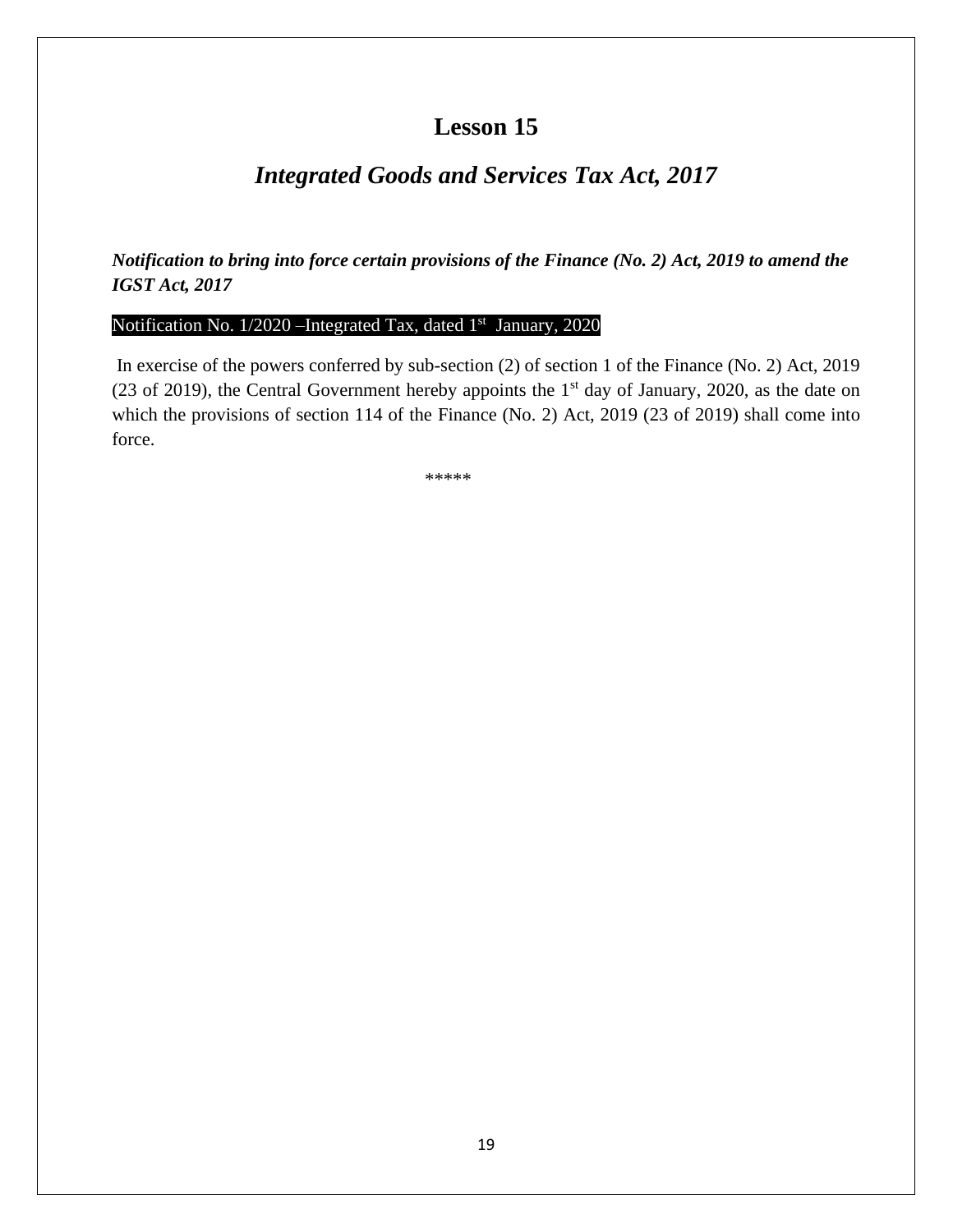# Lesson 15

## *Integrated Goods and Services Tax Act, 2017*

***Notification to bring into force certain provisions of the Finance (No. 2) Act, 2019 to amend the IGST Act, 2017***

Notification No. 1/2020 –Integrated Tax, dated 1st January, 2020

In exercise of the powers conferred by sub-section (2) of section 1 of the Finance (No. 2) Act, 2019 (23 of 2019), the Central Government hereby appoints the 1st day of January, 2020, as the date on which the provisions of section 114 of the Finance (No. 2) Act, 2019 (23 of 2019) shall come into force.

*****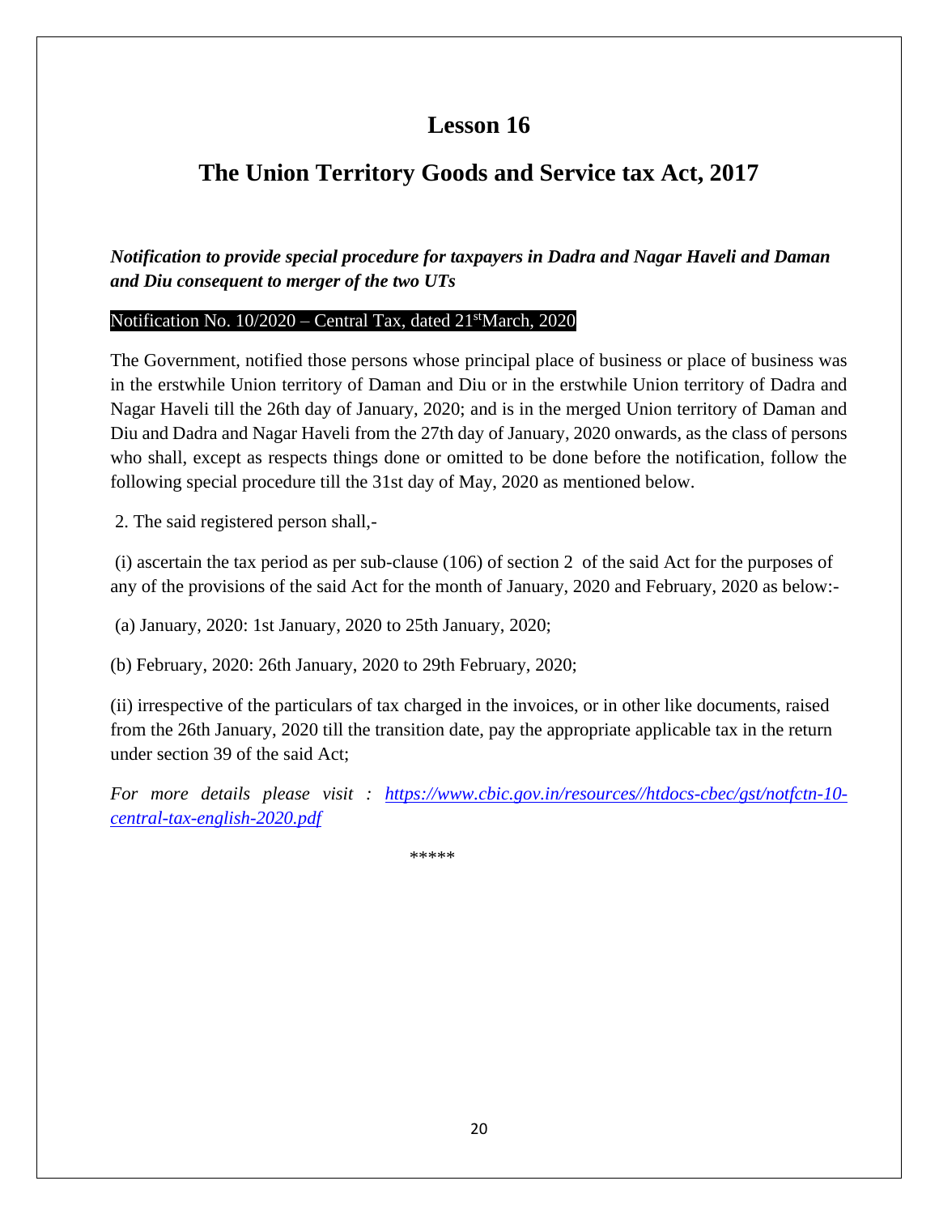# Lesson 16

## The Union Territory Goods and Service tax Act, 2017

***Notification to provide special procedure for taxpayers in Dadra and Nagar Haveli and Daman and Diu consequent to merger of the two UTs***

Notification No. 10/2020 – Central Tax, dated 21st March, 2020

The Government, notified those persons whose principal place of business or place of business was in the erstwhile Union territory of Daman and Diu or in the erstwhile Union territory of Dadra and Nagar Haveli till the 26th day of January, 2020; and is in the merged Union territory of Daman and Diu and Dadra and Nagar Haveli from the 27th day of January, 2020 onwards, as the class of persons who shall, except as respects things done or omitted to be done before the notification, follow the following special procedure till the 31st day of May, 2020 as mentioned below.

2. The said registered person shall,-

(i) ascertain the tax period as per sub-clause (106) of section 2 of the said Act for the purposes of any of the provisions of the said Act for the month of January, 2020 and February, 2020 as below:-

(a) January, 2020: 1st January, 2020 to 25th January, 2020;

(b) February, 2020: 26th January, 2020 to 29th February, 2020;

(ii) irrespective of the particulars of tax charged in the invoices, or in other like documents, raised from the 26th January, 2020 till the transition date, pay the appropriate applicable tax in the return under section 39 of the said Act;

*For more details please visit : [https://www.cbic.gov.in/resources//htdocs-cbec/gst/notfctn-10-central-tax-english-2020.pdf](https://www.cbic.gov.in/resources//htdocs-cbec/gst/notfctn-10-central-tax-english-2020.pdf)*

*****